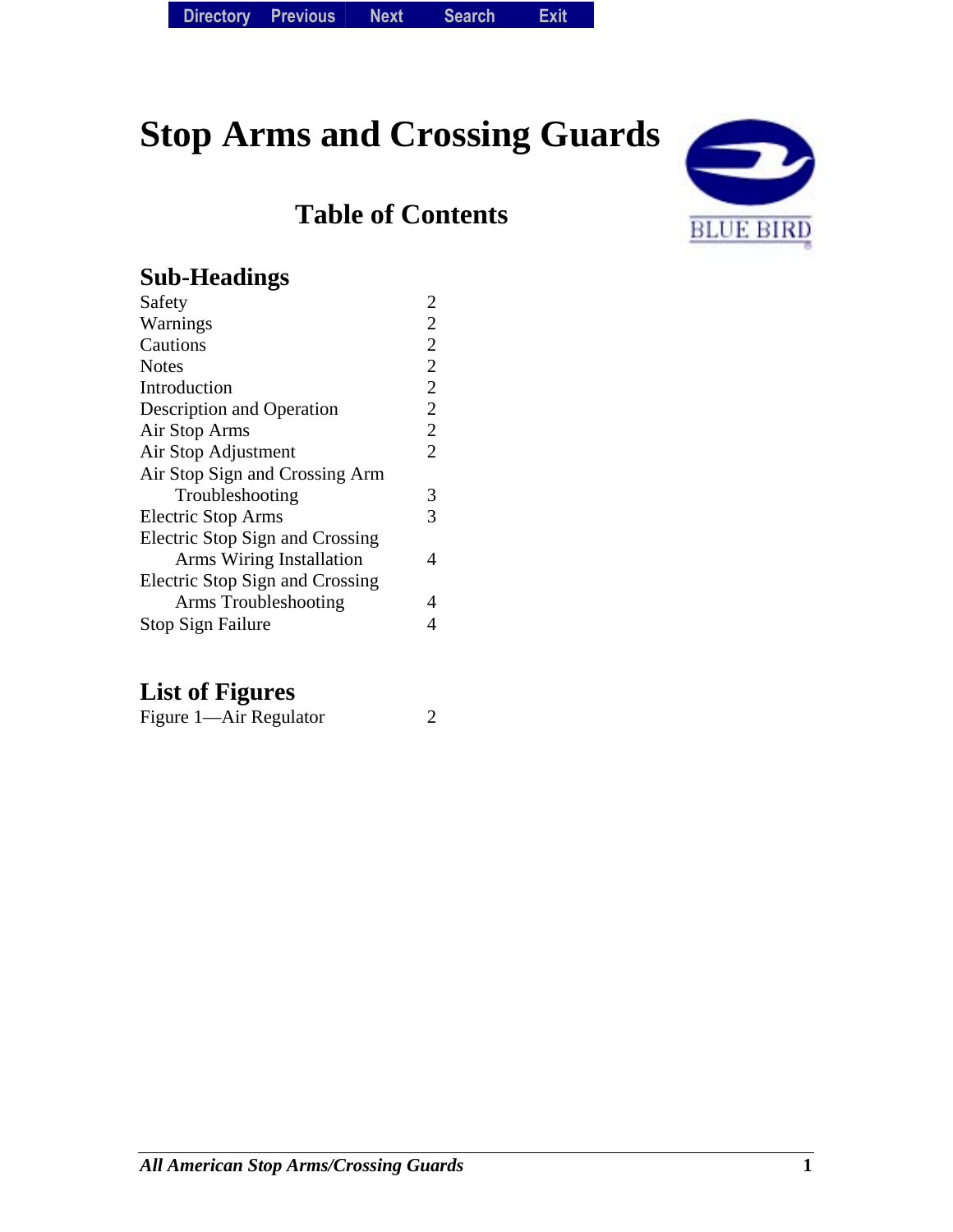# Stop Arms and Crossing Guards

## Table of Contents

### Sub-Headings

| | |
|---|---|
| Safety | 2 |
| Warnings | 2 |
| Cautions | 2 |
| Notes | 2 |
| Introduction | 2 |
| Description and Operation | 2 |
| Air Stop Arms | 2 |
| Air Stop Adjustment | 2 |
| Air Stop Sign and Crossing Arm Troubleshooting | 3 |
| Electric Stop Arms | 3 |
| Electric Stop Sign and Crossing Arms Wiring Installation | 4 |
| Electric Stop Sign and Crossing Arms Troubleshooting | 4 |
| Stop Sign Failure | 4 |

### List of Figures

| | |
|---|---|
| Figure 1—Air Regulator | 2 |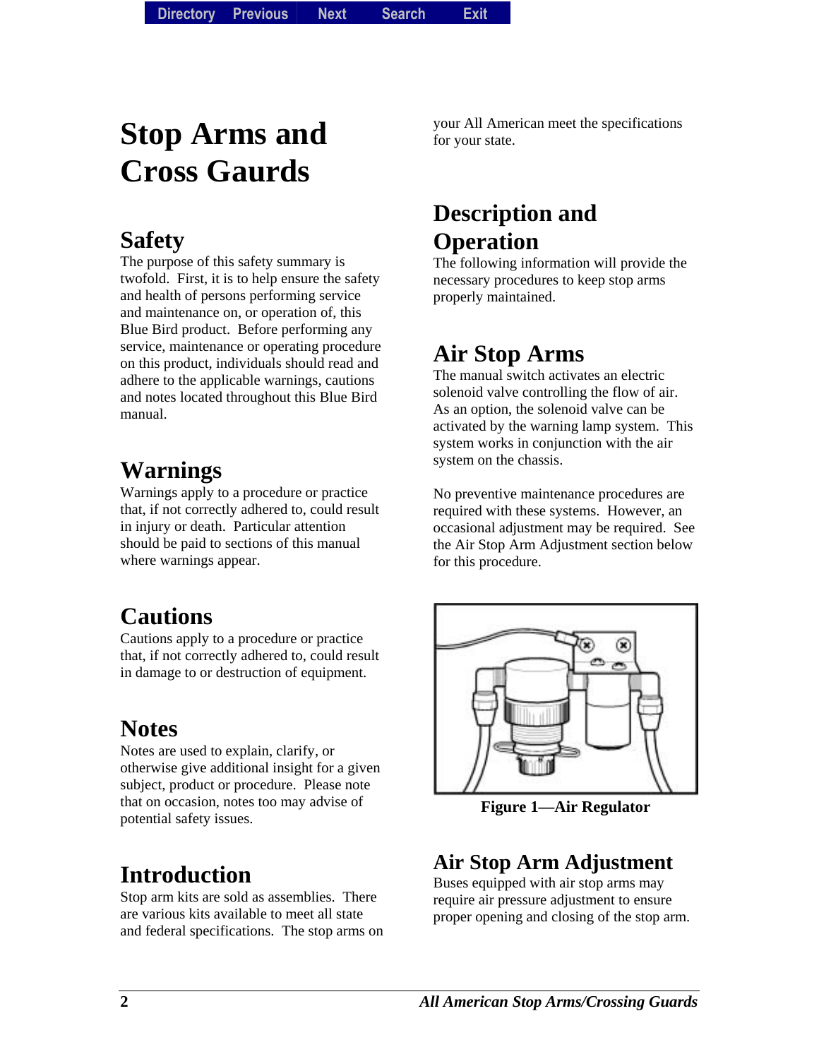# Stop Arms and Cross Gaurds

## Safety

The purpose of this safety summary is twofold. First, it is to help ensure the safety and health of persons performing service and maintenance on, or operation of, this Blue Bird product. Before performing any service, maintenance or operating procedure on this product, individuals should read and adhere to the applicable warnings, cautions and notes located throughout this Blue Bird manual.

## Warnings

Warnings apply to a procedure or practice that, if not correctly adhered to, could result in injury or death. Particular attention should be paid to sections of this manual where warnings appear.

## Cautions

Cautions apply to a procedure or practice that, if not correctly adhered to, could result in damage to or destruction of equipment.

## Notes

Notes are used to explain, clarify, or otherwise give additional insight for a given subject, product or procedure. Please note that on occasion, notes too may advise of potential safety issues.

## Introduction

Stop arm kits are sold as assemblies. There are various kits available to meet all state and federal specifications. The stop arms on your All American meet the specifications for your state.

## Description and Operation

The following information will provide the necessary procedures to keep stop arms properly maintained.

## Air Stop Arms

The manual switch activates an electric solenoid valve controlling the flow of air. As an option, the solenoid valve can be activated by the warning lamp system. This system works in conjunction with the air system on the chassis.

No preventive maintenance procedures are required with these systems. However, an occasional adjustment may be required. See the Air Stop Arm Adjustment section below for this procedure.

**Figure 1—Air Regulator**

## Air Stop Arm Adjustment

Buses equipped with air stop arms may require air pressure adjustment to ensure proper opening and closing of the stop arm.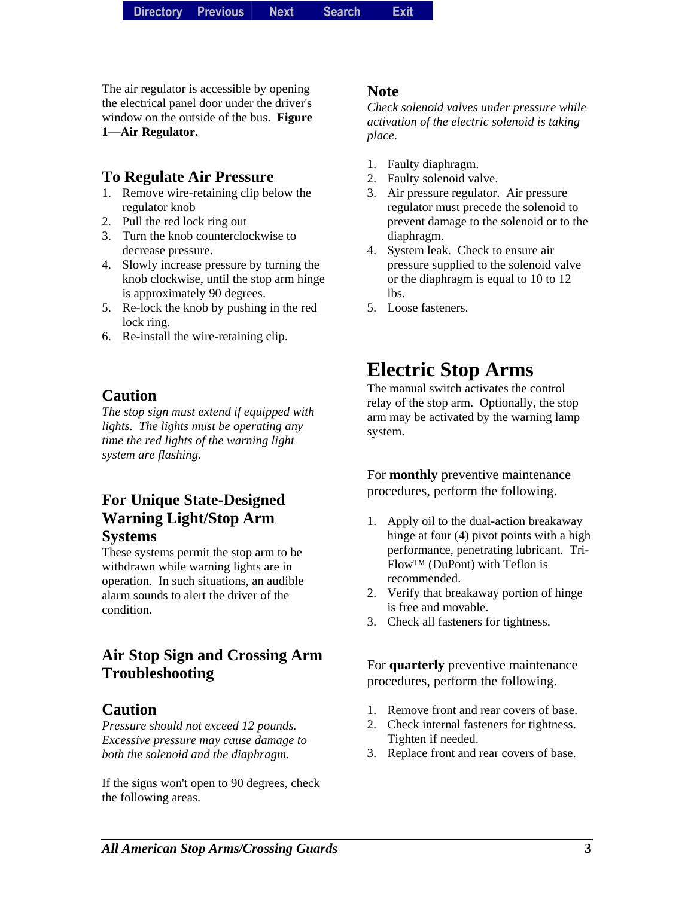The air regulator is accessible by opening the electrical panel door under the driver's window on the outside of the bus. **Figure 1—Air Regulator.**

### To Regulate Air Pressure

1. Remove wire-retaining clip below the regulator knob
2. Pull the red lock ring out
3. Turn the knob counterclockwise to decrease pressure.
4. Slowly increase pressure by turning the knob clockwise, until the stop arm hinge is approximately 90 degrees.
5. Re-lock the knob by pushing in the red lock ring.
6. Re-install the wire-retaining clip.

### Caution

*The stop sign must extend if equipped with lights. The lights must be operating any time the red lights of the warning light system are flashing.*

### For Unique State-Designed Warning Light/Stop Arm Systems

These systems permit the stop arm to be withdrawn while warning lights are in operation. In such situations, an audible alarm sounds to alert the driver of the condition.

### Air Stop Sign and Crossing Arm Troubleshooting

### Caution

*Pressure should not exceed 12 pounds. Excessive pressure may cause damage to both the solenoid and the diaphragm.*

If the signs won't open to 90 degrees, check the following areas.

### Note

*Check solenoid valves under pressure while activation of the electric solenoid is taking place.*

1. Faulty diaphragm.
2. Faulty solenoid valve.
3. Air pressure regulator. Air pressure regulator must precede the solenoid to prevent damage to the solenoid or to the diaphragm.
4. System leak. Check to ensure air pressure supplied to the solenoid valve or the diaphragm is equal to 10 to 12 lbs.
5. Loose fasteners.

## Electric Stop Arms

The manual switch activates the control relay of the stop arm. Optionally, the stop arm may be activated by the warning lamp system.

For **monthly** preventive maintenance procedures, perform the following.

1. Apply oil to the dual-action breakaway hinge at four (4) pivot points with a high performance, penetrating lubricant. Tri-Flow™ (DuPont) with Teflon is recommended.
2. Verify that breakaway portion of hinge is free and movable.
3. Check all fasteners for tightness.

For **quarterly** preventive maintenance procedures, perform the following.

1. Remove front and rear covers of base.
2. Check internal fasteners for tightness. Tighten if needed.
3. Replace front and rear covers of base.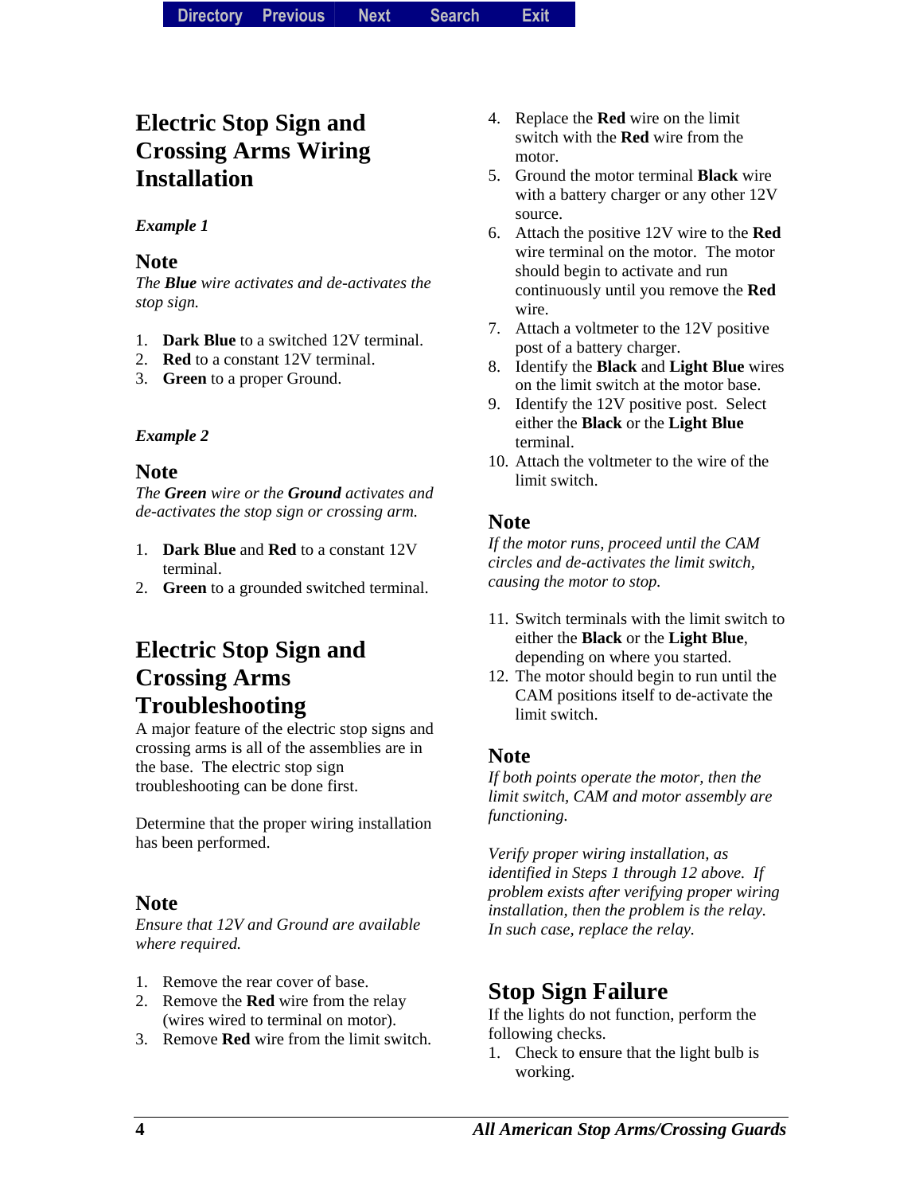## Electric Stop Sign and Crossing Arms Wiring Installation

***Example 1***

### Note

*The **Blue** wire activates and de-activates the stop sign.*

1. **Dark Blue** to a switched 12V terminal.
2. **Red** to a constant 12V terminal.
3. **Green** to a proper Ground.

***Example 2***

### Note

*The **Green** wire or the **Ground** activates and de-activates the stop sign or crossing arm.*

1. **Dark Blue** and **Red** to a constant 12V terminal.
2. **Green** to a grounded switched terminal.

## Electric Stop Sign and Crossing Arms Troubleshooting

A major feature of the electric stop signs and crossing arms is all of the assemblies are in the base. The electric stop sign troubleshooting can be done first.

Determine that the proper wiring installation has been performed.

### Note

*Ensure that 12V and Ground are available where required.*

1. Remove the rear cover of base.
2. Remove the **Red** wire from the relay (wires wired to terminal on motor).
3. Remove **Red** wire from the limit switch.
4. Replace the **Red** wire on the limit switch with the **Red** wire from the motor.
5. Ground the motor terminal **Black** wire with a battery charger or any other 12V source.
6. Attach the positive 12V wire to the **Red** wire terminal on the motor. The motor should begin to activate and run continuously until you remove the **Red** wire.
7. Attach a voltmeter to the 12V positive post of a battery charger.
8. Identify the **Black** and **Light Blue** wires on the limit switch at the motor base.
9. Identify the 12V positive post. Select either the **Black** or the **Light Blue** terminal.
10. Attach the voltmeter to the wire of the limit switch.

### Note

*If the motor runs, proceed until the CAM circles and de-activates the limit switch, causing the motor to stop.*

11. Switch terminals with the limit switch to either the **Black** or the **Light Blue**, depending on where you started.
12. The motor should begin to run until the CAM positions itself to de-activate the limit switch.

### Note

*If both points operate the motor, then the limit switch, CAM and motor assembly are functioning.*

*Verify proper wiring installation, as identified in Steps 1 through 12 above. If problem exists after verifying proper wiring installation, then the problem is the relay. In such case, replace the relay.*

## Stop Sign Failure

If the lights do not function, perform the following checks.

1. Check to ensure that the light bulb is working.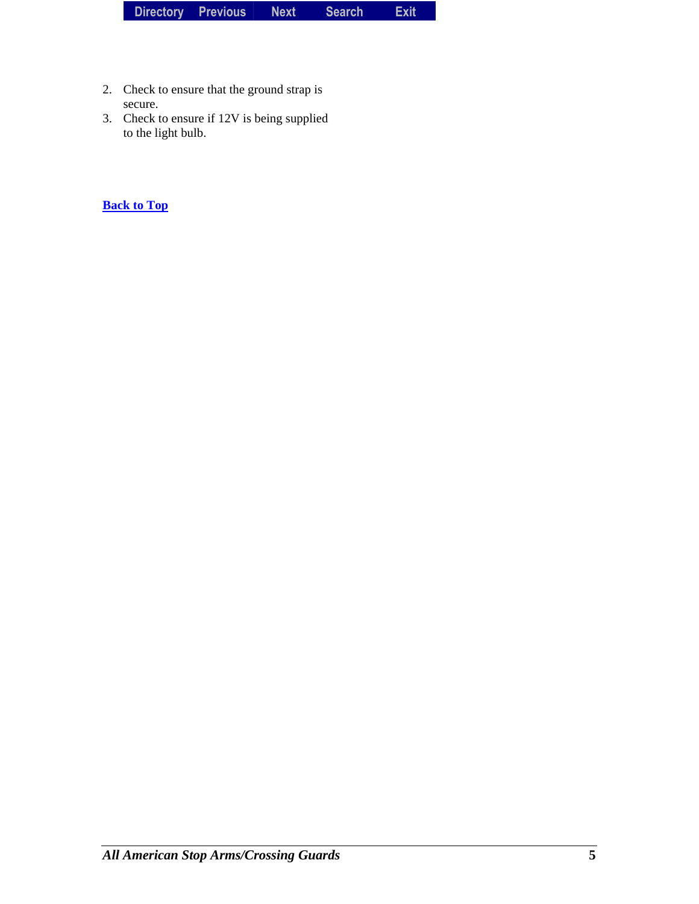Directory Previous Next Search Exit

2. Check to ensure that the ground strap is secure.
3. Check to ensure if 12V is being supplied to the light bulb.

**Back to Top**